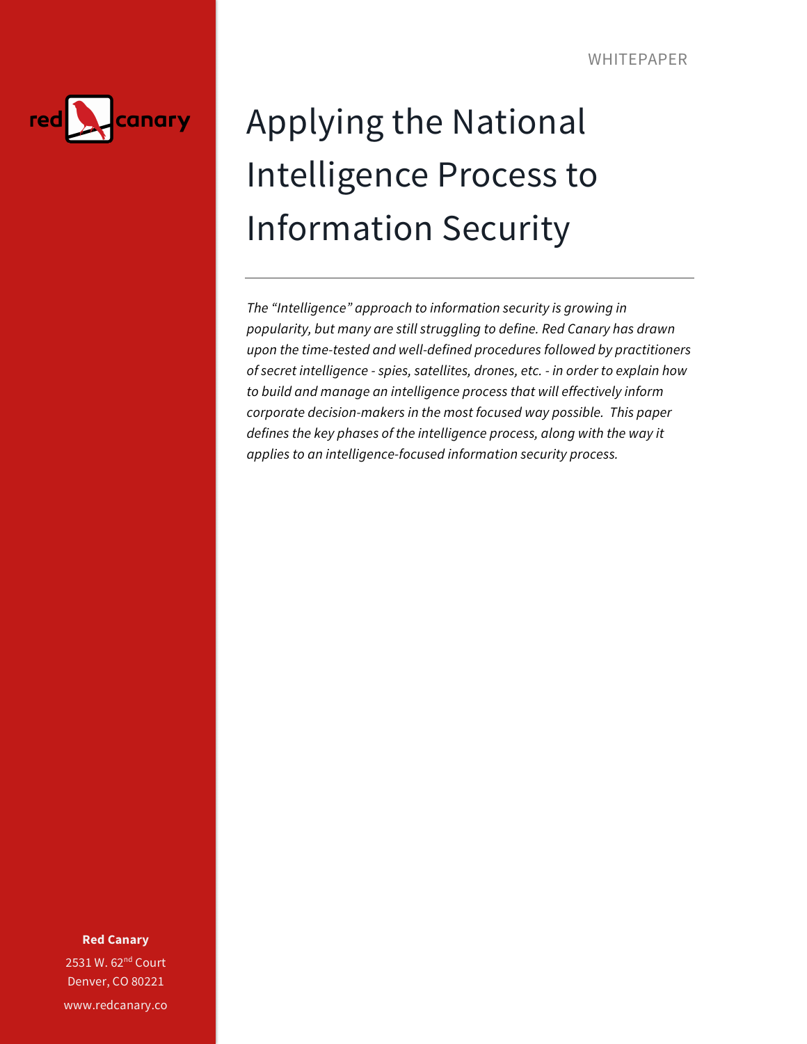WHITEPAPER

# Applying the National Intelligence Process to Information Security

*The "Intelligence" approach to information security is growing in popularity, but many are still struggling to define. Red Canary has drawn upon the time-tested and well-defined procedures followed by practitioners of secret intelligence - spies, satellites, drones, etc. - in order to explain how to build and manage an intelligence process that will effectively inform corporate decision-makers in the most focused way possible. This paper defines the key phases of the intelligence process, along with the way it applies to an intelligence-focused information security process.*

**Red Canary**

2531 W. 62nd Court

Denver, CO 80221

www.redcanary.co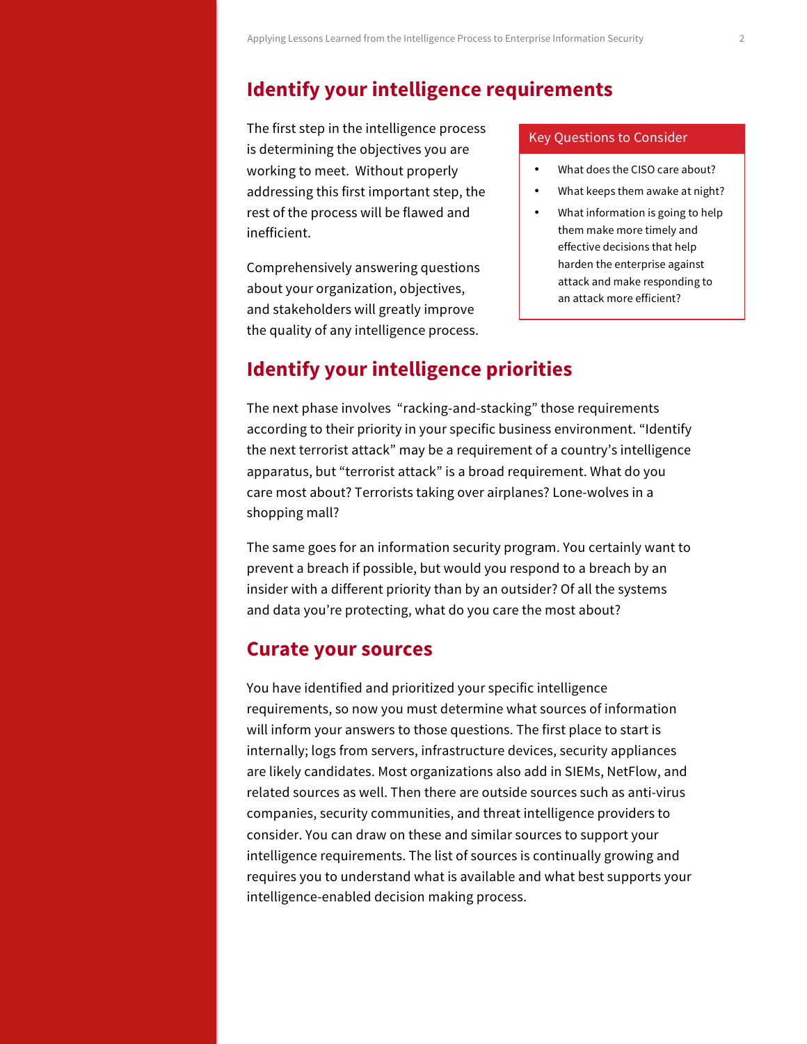## Identify your intelligence requirements

The first step in the intelligence process is determining the objectives you are working to meet. Without properly addressing this first important step, the rest of the process will be flawed and inefficient.

Comprehensively answering questions about your organization, objectives, and stakeholders will greatly improve the quality of any intelligence process.

**Key Questions to Consider**

- What does the CISO care about?
- What keeps them awake at night?
- What information is going to help them make more timely and effective decisions that help harden the enterprise against attack and make responding to an attack more efficient?

## Identify your intelligence priorities

The next phase involves "racking-and-stacking" those requirements according to their priority in your specific business environment. "Identify the next terrorist attack" may be a requirement of a country's intelligence apparatus, but "terrorist attack" is a broad requirement. What do you care most about? Terrorists taking over airplanes? Lone-wolves in a shopping mall?

The same goes for an information security program. You certainly want to prevent a breach if possible, but would you respond to a breach by an insider with a different priority than by an outsider? Of all the systems and data you're protecting, what do you care the most about?

## Curate your sources

You have identified and prioritized your specific intelligence requirements, so now you must determine what sources of information will inform your answers to those questions. The first place to start is internally; logs from servers, infrastructure devices, security appliances are likely candidates. Most organizations also add in SIEMs, NetFlow, and related sources as well. Then there are outside sources such as anti-virus companies, security communities, and threat intelligence providers to consider. You can draw on these and similar sources to support your intelligence requirements. The list of sources is continually growing and requires you to understand what is available and what best supports your intelligence-enabled decision making process.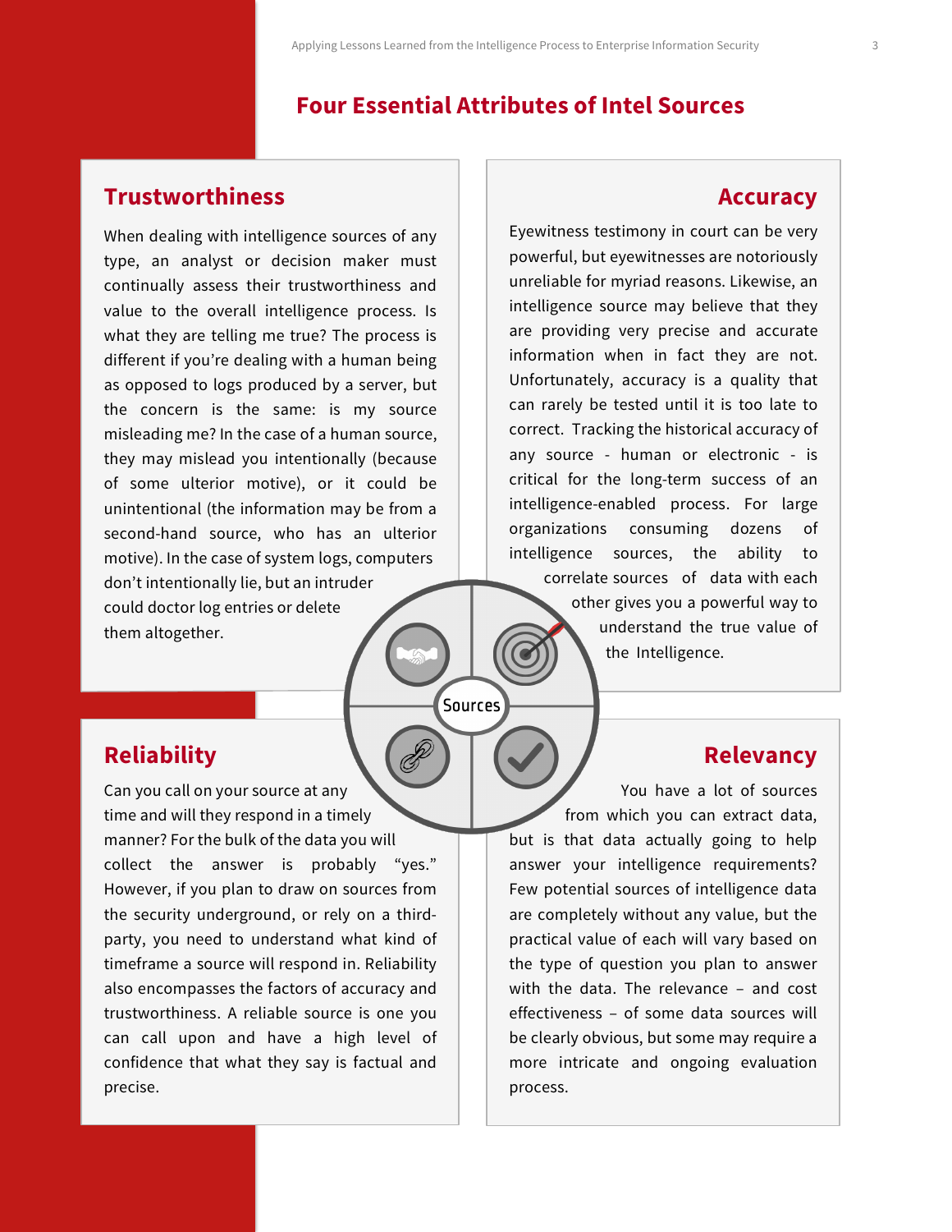# Four Essential Attributes of Intel Sources

## Trustworthiness

When dealing with intelligence sources of any type, an analyst or decision maker must continually assess their trustworthiness and value to the overall intelligence process. Is what they are telling me true? The process is different if you're dealing with a human being as opposed to logs produced by a server, but the concern is the same: is my source misleading me? In the case of a human source, they may mislead you intentionally (because of some ulterior motive), or it could be unintentional (the information may be from a second-hand source, who has an ulterior motive). In the case of system logs, computers don't intentionally lie, but an intruder could doctor log entries or delete them altogether.

## Accuracy

Eyewitness testimony in court can be very powerful, but eyewitnesses are notoriously unreliable for myriad reasons. Likewise, an intelligence source may believe that they are providing very precise and accurate information when in fact they are not. Unfortunately, accuracy is a quality that can rarely be tested until it is too late to correct. Tracking the historical accuracy of any source - human or electronic - is critical for the long-term success of an intelligence-enabled process. For large organizations consuming dozens of intelligence sources, the ability to correlate sources of data with each other gives you a powerful way to understand the true value of the Intelligence.

## Reliability

Can you call on your source at any time and will they respond in a timely manner? For the bulk of the data you will collect the answer is probably "yes." However, if you plan to draw on sources from the security underground, or rely on a third-party, you need to understand what kind of timeframe a source will respond in. Reliability also encompasses the factors of accuracy and trustworthiness. A reliable source is one you can call upon and have a high level of confidence that what they say is factual and precise.

## Relevancy

You have a lot of sources from which you can extract data, but is that data actually going to help answer your intelligence requirements? Few potential sources of intelligence data are completely without any value, but the practical value of each will vary based on the type of question you plan to answer with the data. The relevance – and cost effectiveness – of some data sources will be clearly obvious, but some may require a more intricate and ongoing evaluation process.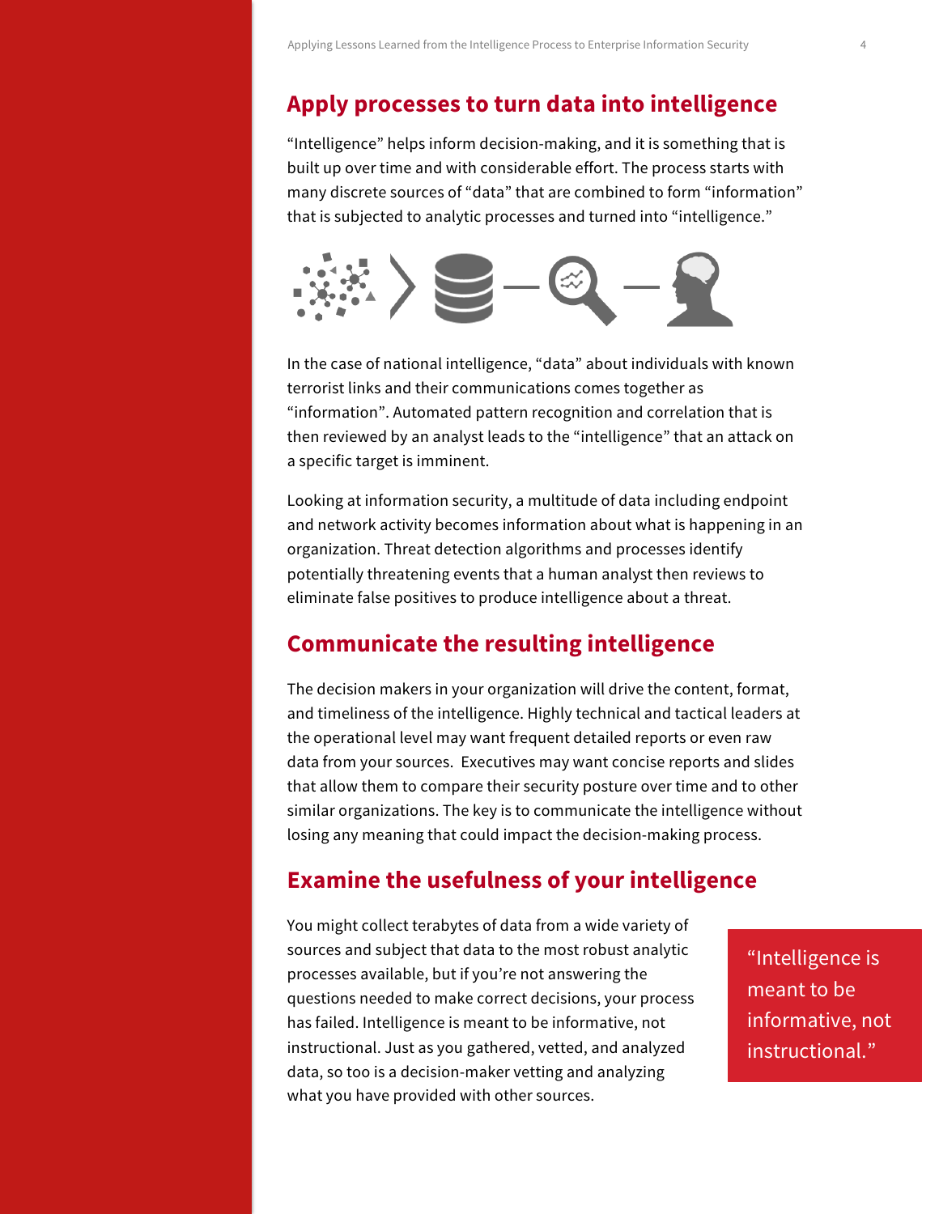## Apply processes to turn data into intelligence

"Intelligence" helps inform decision-making, and it is something that is built up over time and with considerable effort. The process starts with many discrete sources of "data" that are combined to form "information" that is subjected to analytic processes and turned into "intelligence."

In the case of national intelligence, "data" about individuals with known terrorist links and their communications comes together as "information". Automated pattern recognition and correlation that is then reviewed by an analyst leads to the "intelligence" that an attack on a specific target is imminent.

Looking at information security, a multitude of data including endpoint and network activity becomes information about what is happening in an organization. Threat detection algorithms and processes identify potentially threatening events that a human analyst then reviews to eliminate false positives to produce intelligence about a threat.

## Communicate the resulting intelligence

The decision makers in your organization will drive the content, format, and timeliness of the intelligence. Highly technical and tactical leaders at the operational level may want frequent detailed reports or even raw data from your sources. Executives may want concise reports and slides that allow them to compare their security posture over time and to other similar organizations. The key is to communicate the intelligence without losing any meaning that could impact the decision-making process.

## Examine the usefulness of your intelligence

You might collect terabytes of data from a wide variety of sources and subject that data to the most robust analytic processes available, but if you're not answering the questions needed to make correct decisions, your process has failed. Intelligence is meant to be informative, not instructional. Just as you gathered, vetted, and analyzed data, so too is a decision-maker vetting and analyzing what you have provided with other sources.

> "Intelligence is meant to be informative, not instructional."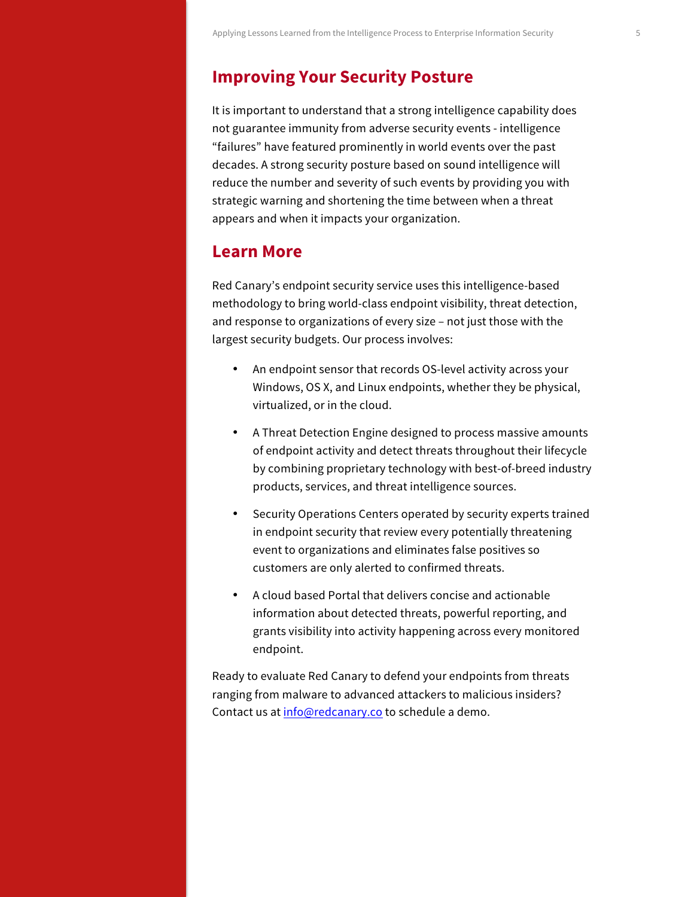## Improving Your Security Posture

It is important to understand that a strong intelligence capability does not guarantee immunity from adverse security events - intelligence "failures" have featured prominently in world events over the past decades. A strong security posture based on sound intelligence will reduce the number and severity of such events by providing you with strategic warning and shortening the time between when a threat appears and when it impacts your organization.

## Learn More

Red Canary's endpoint security service uses this intelligence-based methodology to bring world-class endpoint visibility, threat detection, and response to organizations of every size – not just those with the largest security budgets. Our process involves:

- An endpoint sensor that records OS-level activity across your Windows, OS X, and Linux endpoints, whether they be physical, virtualized, or in the cloud.
- A Threat Detection Engine designed to process massive amounts of endpoint activity and detect threats throughout their lifecycle by combining proprietary technology with best-of-breed industry products, services, and threat intelligence sources.
- Security Operations Centers operated by security experts trained in endpoint security that review every potentially threatening event to organizations and eliminates false positives so customers are only alerted to confirmed threats.
- A cloud based Portal that delivers concise and actionable information about detected threats, powerful reporting, and grants visibility into activity happening across every monitored endpoint.

Ready to evaluate Red Canary to defend your endpoints from threats ranging from malware to advanced attackers to malicious insiders? Contact us at [info@redcanary.co](mailto:info@redcanary.co) to schedule a demo.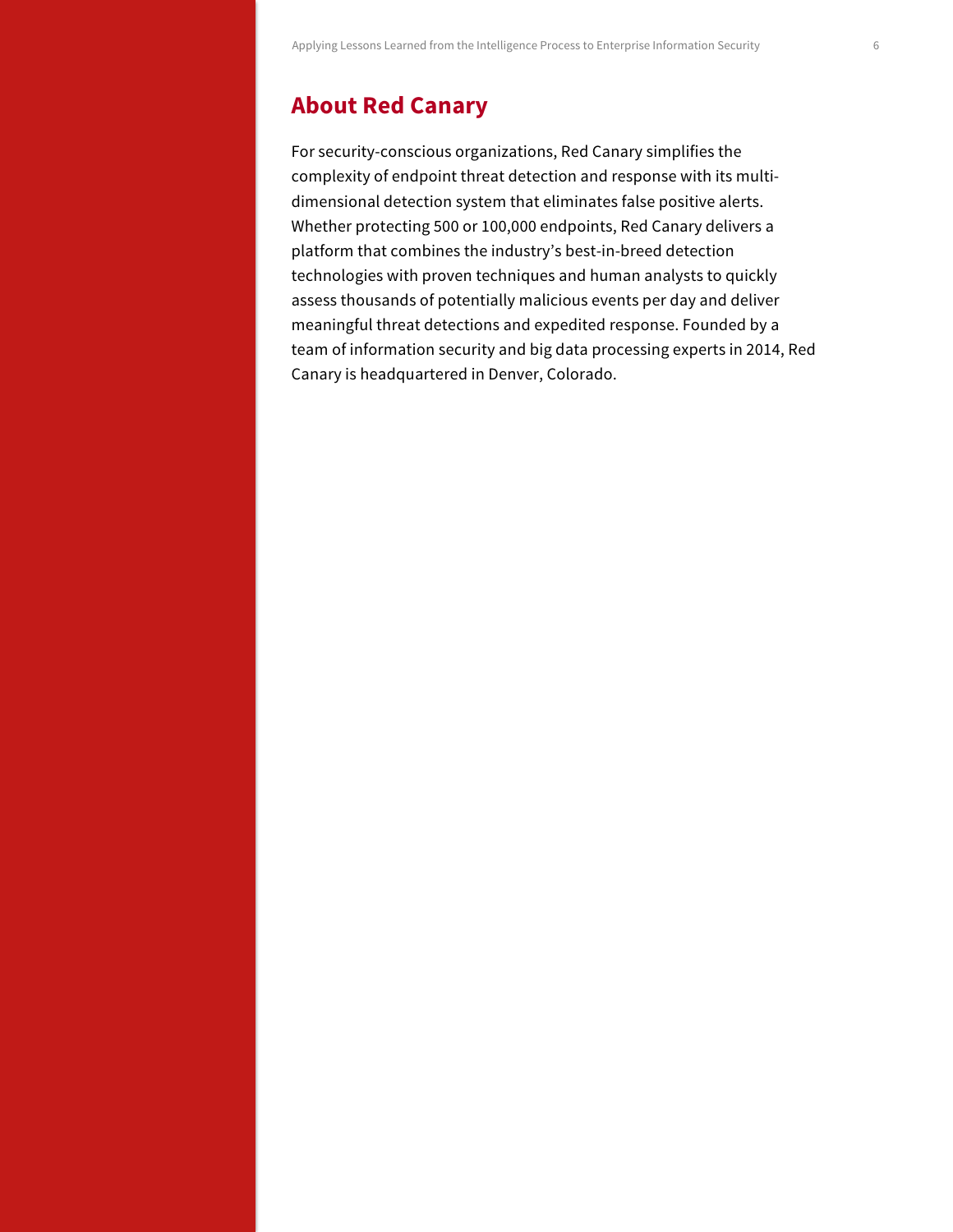## About Red Canary

For security-conscious organizations, Red Canary simplifies the complexity of endpoint threat detection and response with its multi-dimensional detection system that eliminates false positive alerts. Whether protecting 500 or 100,000 endpoints, Red Canary delivers a platform that combines the industry's best-in-breed detection technologies with proven techniques and human analysts to quickly assess thousands of potentially malicious events per day and deliver meaningful threat detections and expedited response. Founded by a team of information security and big data processing experts in 2014, Red Canary is headquartered in Denver, Colorado.